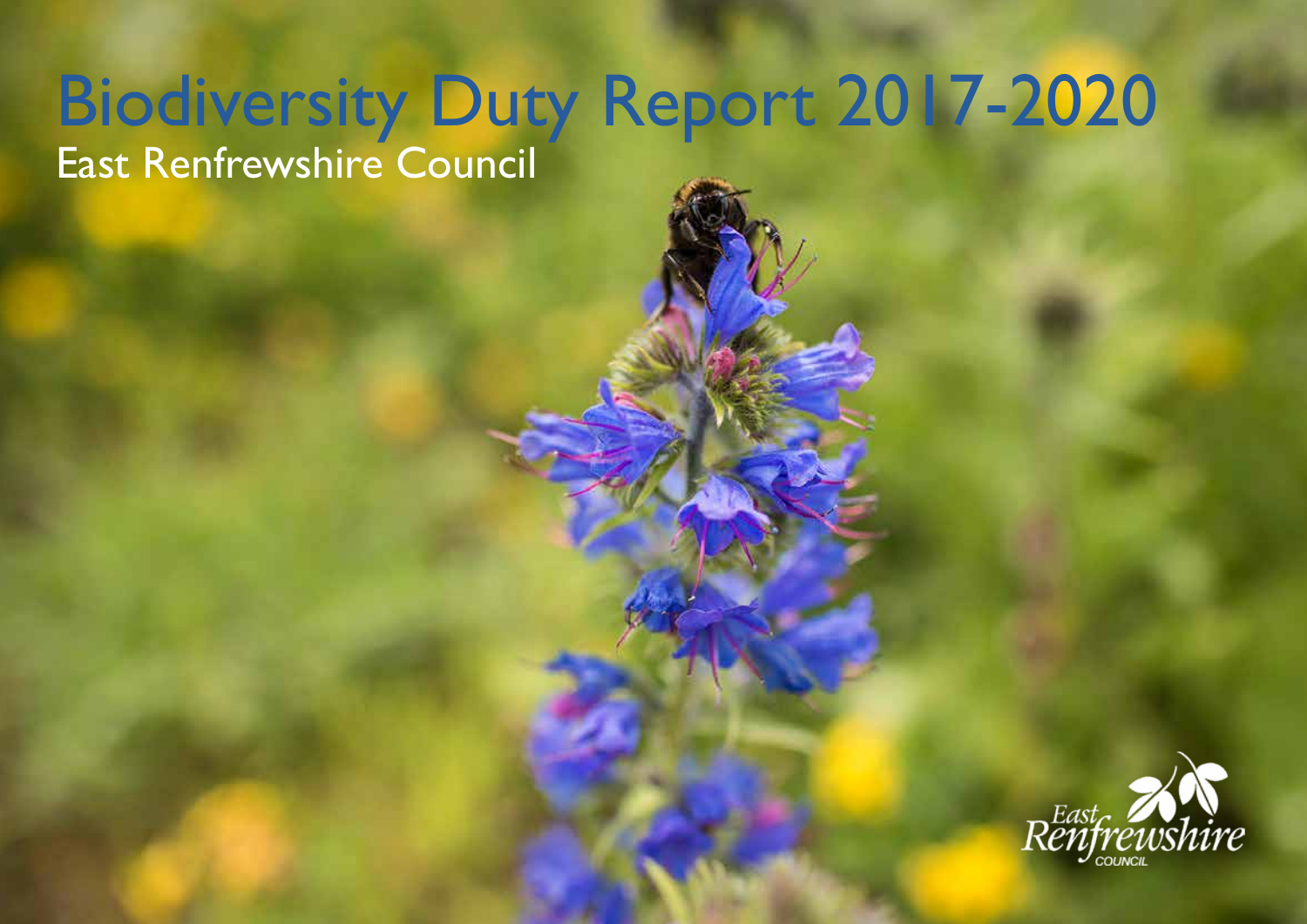# Biodiversity Duty Report 2017-2020

East Renfrewshire Council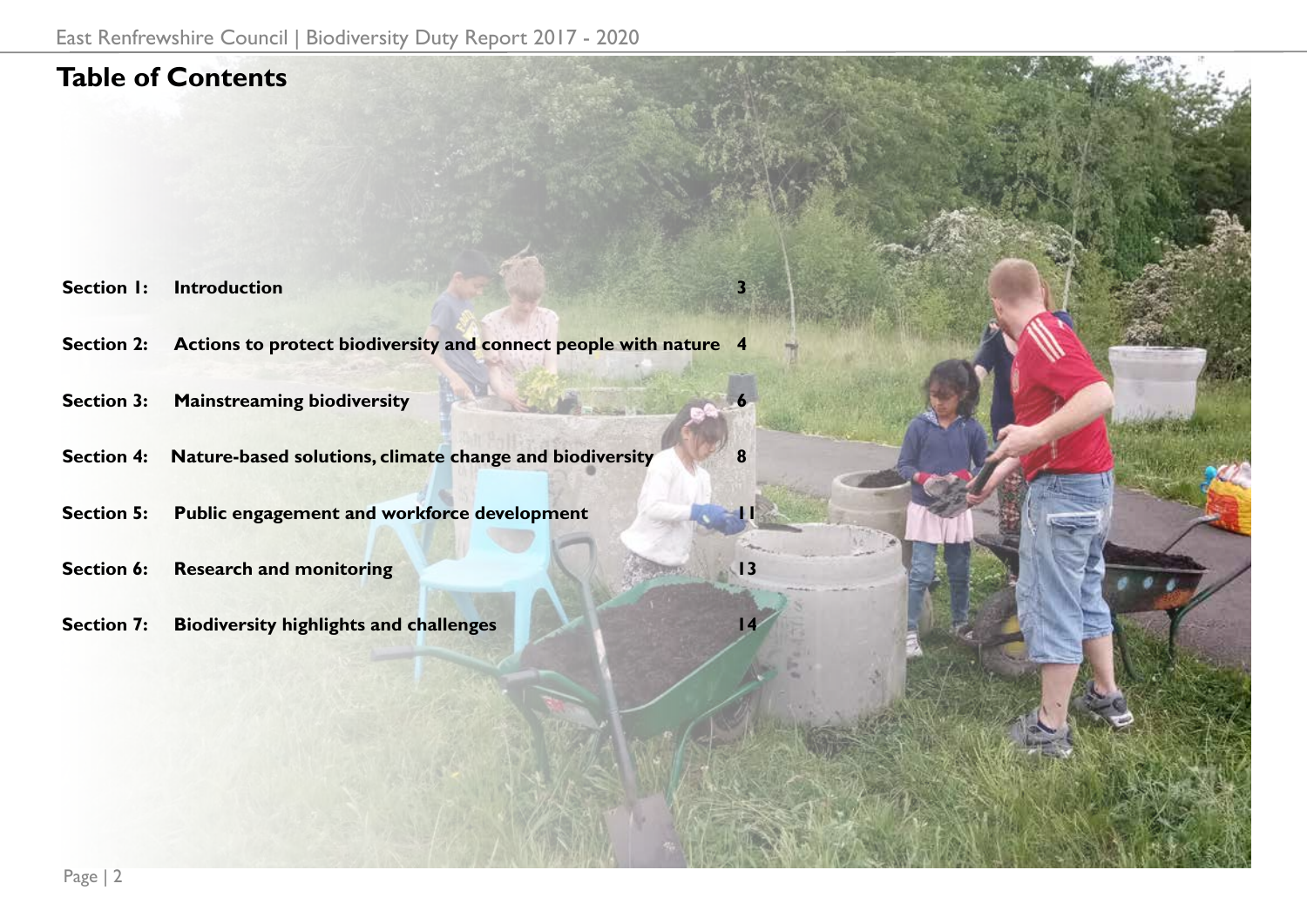# Table of Contents

| | | |
|---|---|---|
| **Section 1:** | **Introduction** | **3** |
| **Section 2:** | **Actions to protect biodiversity and connect people with nature** | **4** |
| **Section 3:** | **Mainstreaming biodiversity** | **6** |
| **Section 4:** | **Nature-based solutions, climate change and biodiversity** | **8** |
| **Section 5:** | **Public engagement and workforce development** | **11** |
| **Section 6:** | **Research and monitoring** | **13** |
| **Section 7:** | **Biodiversity highlights and challenges** | **14** |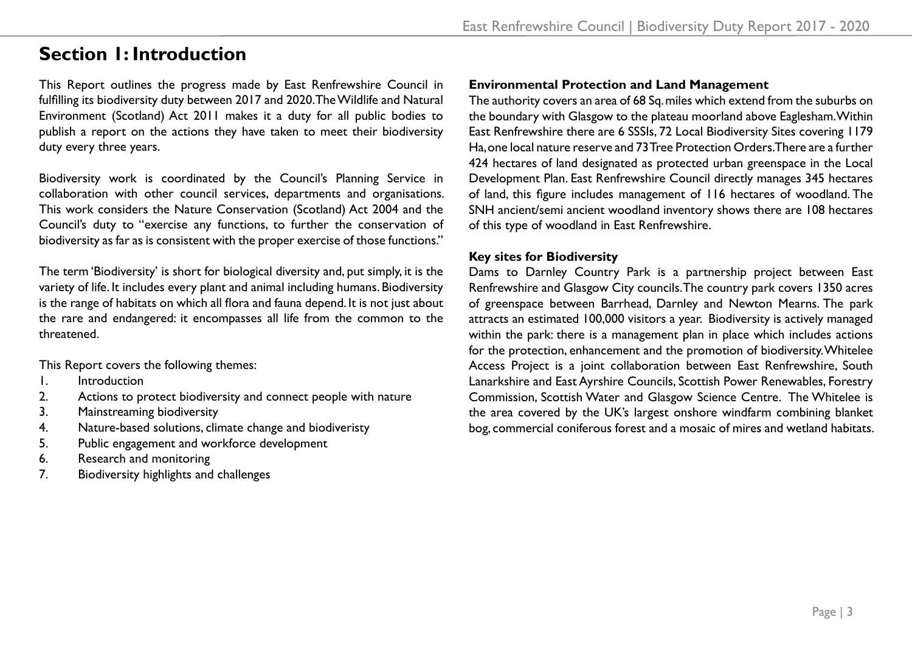## Section 1: Introduction

This Report outlines the progress made by East Renfrewshire Council in fulfilling its biodiversity duty between 2017 and 2020. The Wildlife and Natural Environment (Scotland) Act 2011 makes it a duty for all public bodies to publish a report on the actions they have taken to meet their biodiversity duty every three years.

Biodiversity work is coordinated by the Council's Planning Service in collaboration with other council services, departments and organisations. This work considers the Nature Conservation (Scotland) Act 2004 and the Council's duty to "exercise any functions, to further the conservation of biodiversity as far as is consistent with the proper exercise of those functions."

The term 'Biodiversity' is short for biological diversity and, put simply, it is the variety of life. It includes every plant and animal including humans. Biodiversity is the range of habitats on which all flora and fauna depend. It is not just about the rare and endangered: it encompasses all life from the common to the threatened.

This Report covers the following themes:

1. Introduction
2. Actions to protect biodiversity and connect people with nature
3. Mainstreaming biodiversity
4. Nature-based solutions, climate change and biodiveristy
5. Public engagement and workforce development
6. Research and monitoring
7. Biodiversity highlights and challenges

**Environmental Protection and Land Management**

The authority covers an area of 68 Sq. miles which extend from the suburbs on the boundary with Glasgow to the plateau moorland above Eaglesham. Within East Renfrewshire there are 6 SSSIs, 72 Local Biodiversity Sites covering 1179 Ha, one local nature reserve and 73 Tree Protection Orders. There are a further 424 hectares of land designated as protected urban greenspace in the Local Development Plan. East Renfrewshire Council directly manages 345 hectares of land, this figure includes management of 116 hectares of woodland. The SNH ancient/semi ancient woodland inventory shows there are 108 hectares of this type of woodland in East Renfrewshire.

**Key sites for Biodiversity**

Dams to Darnley Country Park is a partnership project between East Renfrewshire and Glasgow City councils. The country park covers 1350 acres of greenspace between Barrhead, Darnley and Newton Mearns. The park attracts an estimated 100,000 visitors a year. Biodiversity is actively managed within the park: there is a management plan in place which includes actions for the protection, enhancement and the promotion of biodiversity. Whitelee Access Project is a joint collaboration between East Renfrewshire, South Lanarkshire and East Ayrshire Councils, Scottish Power Renewables, Forestry Commission, Scottish Water and Glasgow Science Centre. The Whitelee is the area covered by the UK's largest onshore windfarm combining blanket bog, commercial coniferous forest and a mosaic of mires and wetland habitats.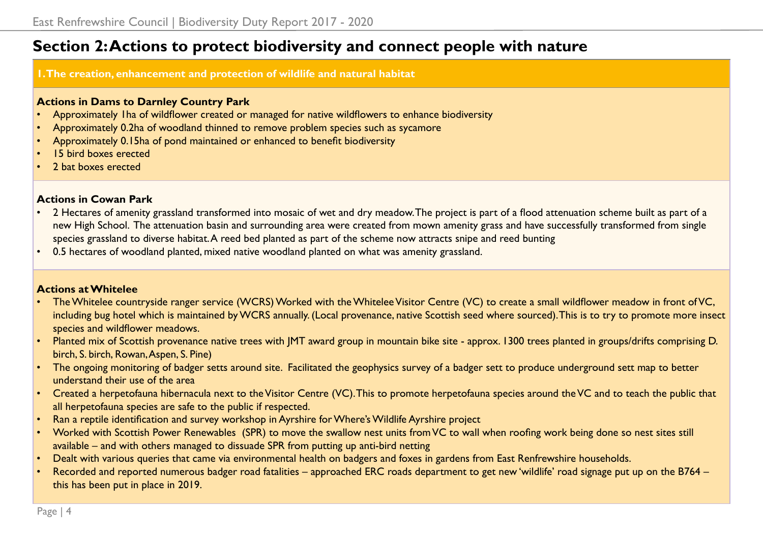## Section 2: Actions to protect biodiversity and connect people with nature

### 1. The creation, enhancement and protection of wildlife and natural habitat

**Actions in Dams to Darnley Country Park**

- Approximately 1ha of wildflower created or managed for native wildflowers to enhance biodiversity
- Approximately 0.2ha of woodland thinned to remove problem species such as sycamore
- Approximately 0.15ha of pond maintained or enhanced to benefit biodiversity
- 15 bird boxes erected
- 2 bat boxes erected

**Actions in Cowan Park**

- 2 Hectares of amenity grassland transformed into mosaic of wet and dry meadow. The project is part of a flood attenuation scheme built as part of a new High School. The attenuation basin and surrounding area were created from mown amenity grass and have successfully transformed from single species grassland to diverse habitat. A reed bed planted as part of the scheme now attracts snipe and reed bunting
- 0.5 hectares of woodland planted, mixed native woodland planted on what was amenity grassland.

**Actions at Whitelee**

- The Whitelee countryside ranger service (WCRS) Worked with the Whitelee Visitor Centre (VC) to create a small wildflower meadow in front of VC, including bug hotel which is maintained by WCRS annually. (Local provenance, native Scottish seed where sourced). This is to try to promote more insect species and wildflower meadows.
- Planted mix of Scottish provenance native trees with JMT award group in mountain bike site - approx. 1300 trees planted in groups/drifts comprising D. birch, S. birch, Rowan, Aspen, S. Pine)
- The ongoing monitoring of badger setts around site. Facilitated the geophysics survey of a badger sett to produce underground sett map to better understand their use of the area
- Created a herpetofauna hibernacula next to the Visitor Centre (VC). This to promote herpetofauna species around the VC and to teach the public that all herpetofauna species are safe to the public if respected.
- Ran a reptile identification and survey workshop in Ayrshire for Where's Wildlife Ayrshire project
- Worked with Scottish Power Renewables (SPR) to move the swallow nest units from VC to wall when roofing work being done so nest sites still available – and with others managed to dissuade SPR from putting up anti-bird netting
- Dealt with various queries that came via environmental health on badgers and foxes in gardens from East Renfrewshire households.
- Recorded and reported numerous badger road fatalities – approached ERC roads department to get new 'wildlife' road signage put up on the B764 – this has been put in place in 2019.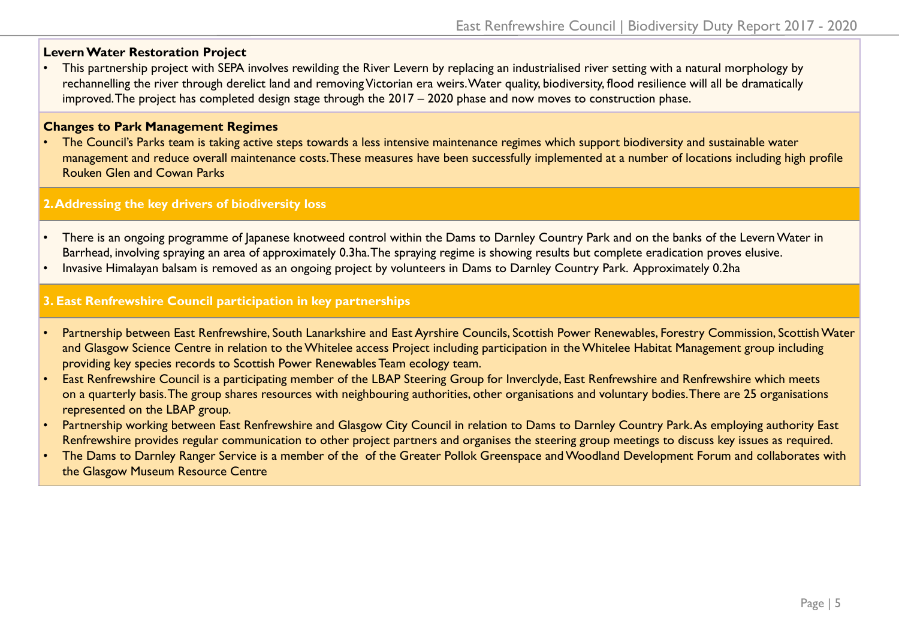**Levern Water Restoration Project**

- This partnership project with SEPA involves rewilding the River Levern by replacing an industrialised river setting with a natural morphology by rechannelling the river through derelict land and removing Victorian era weirs. Water quality, biodiversity, flood resilience will all be dramatically improved. The project has completed design stage through the 2017 – 2020 phase and now moves to construction phase.

**Changes to Park Management Regimes**

- The Council's Parks team is taking active steps towards a less intensive maintenance regimes which support biodiversity and sustainable water management and reduce overall maintenance costs. These measures have been successfully implemented at a number of locations including high profile Rouken Glen and Cowan Parks

## 2. Addressing the key drivers of biodiversity loss

- There is an ongoing programme of Japanese knotweed control within the Dams to Darnley Country Park and on the banks of the Levern Water in Barrhead, involving spraying an area of approximately 0.3ha. The spraying regime is showing results but complete eradication proves elusive.
- Invasive Himalayan balsam is removed as an ongoing project by volunteers in Dams to Darnley Country Park. Approximately 0.2ha

## 3. East Renfrewshire Council participation in key partnerships

- Partnership between East Renfrewshire, South Lanarkshire and East Ayrshire Councils, Scottish Power Renewables, Forestry Commission, Scottish Water and Glasgow Science Centre in relation to the Whitelee access Project including participation in the Whitelee Habitat Management group including providing key species records to Scottish Power Renewables Team ecology team.
- East Renfrewshire Council is a participating member of the LBAP Steering Group for Inverclyde, East Renfrewshire and Renfrewshire which meets on a quarterly basis. The group shares resources with neighbouring authorities, other organisations and voluntary bodies. There are 25 organisations represented on the LBAP group.
- Partnership working between East Renfrewshire and Glasgow City Council in relation to Dams to Darnley Country Park. As employing authority East Renfrewshire provides regular communication to other project partners and organises the steering group meetings to discuss key issues as required.
- The Dams to Darnley Ranger Service is a member of the of the Greater Pollok Greenspace and Woodland Development Forum and collaborates with the Glasgow Museum Resource Centre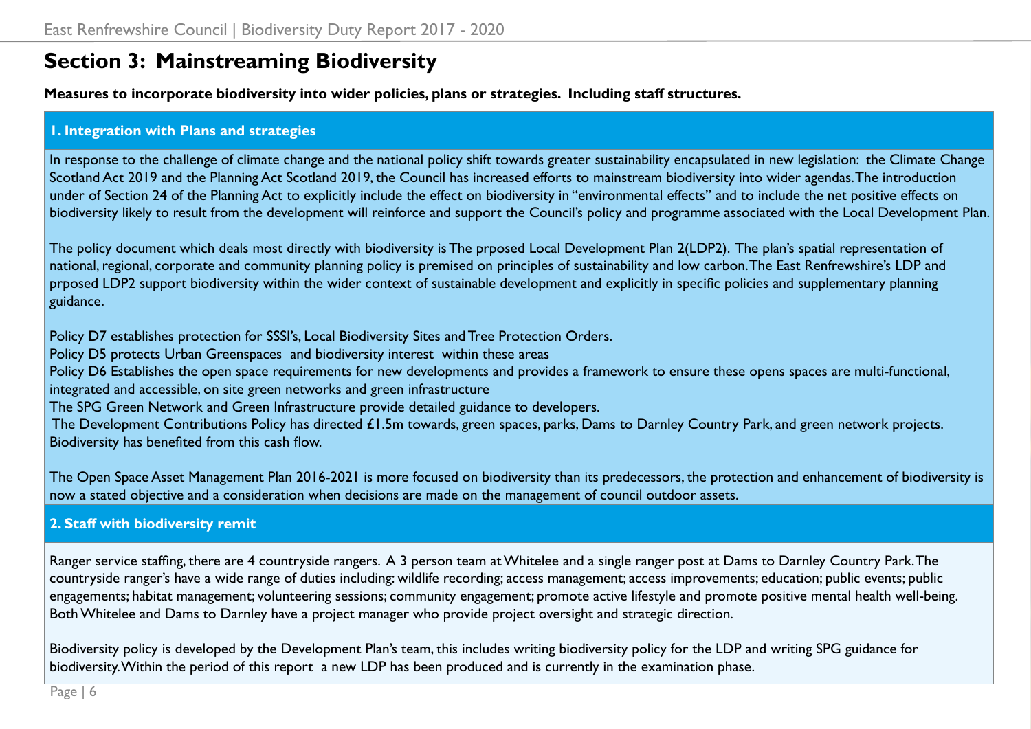# Section 3: Mainstreaming Biodiversity

**Measures to incorporate biodiversity into wider policies, plans or strategies. Including staff structures.**

## 1. Integration with Plans and strategies

In response to the challenge of climate change and the national policy shift towards greater sustainability encapsulated in new legislation: the Climate Change Scotland Act 2019 and the Planning Act Scotland 2019, the Council has increased efforts to mainstream biodiversity into wider agendas. The introduction under of Section 24 of the Planning Act to explicitly include the effect on biodiversity in "environmental effects" and to include the net positive effects on biodiversity likely to result from the development will reinforce and support the Council's policy and programme associated with the Local Development Plan.

The policy document which deals most directly with biodiversity is The prposed Local Development Plan 2(LDP2). The plan's spatial representation of national, regional, corporate and community planning policy is premised on principles of sustainability and low carbon. The East Renfrewshire's LDP and prposed LDP2 support biodiversity within the wider context of sustainable development and explicitly in specific policies and supplementary planning guidance.

Policy D7 establishes protection for SSSI's, Local Biodiversity Sites and Tree Protection Orders.
Policy D5 protects Urban Greenspaces and biodiversity interest within these areas
Policy D6 Establishes the open space requirements for new developments and provides a framework to ensure these opens spaces are multi-functional, integrated and accessible, on site green networks and green infrastructure
The SPG Green Network and Green Infrastructure provide detailed guidance to developers.
The Development Contributions Policy has directed £1.5m towards, green spaces, parks, Dams to Darnley Country Park, and green network projects. Biodiversity has benefited from this cash flow.

The Open Space Asset Management Plan 2016-2021 is more focused on biodiversity than its predecessors, the protection and enhancement of biodiversity is now a stated objective and a consideration when decisions are made on the management of council outdoor assets.

## 2. Staff with biodiversity remit

Ranger service staffing, there are 4 countryside rangers. A 3 person team at Whitelee and a single ranger post at Dams to Darnley Country Park. The countryside ranger's have a wide range of duties including: wildlife recording; access management; access improvements; education; public events; public engagements; habitat management; volunteering sessions; community engagement; promote active lifestyle and promote positive mental health well-being. Both Whitelee and Dams to Darnley have a project manager who provide project oversight and strategic direction.

Biodiversity policy is developed by the Development Plan's team, this includes writing biodiversity policy for the LDP and writing SPG guidance for biodiversity. Within the period of this report a new LDP has been produced and is currently in the examination phase.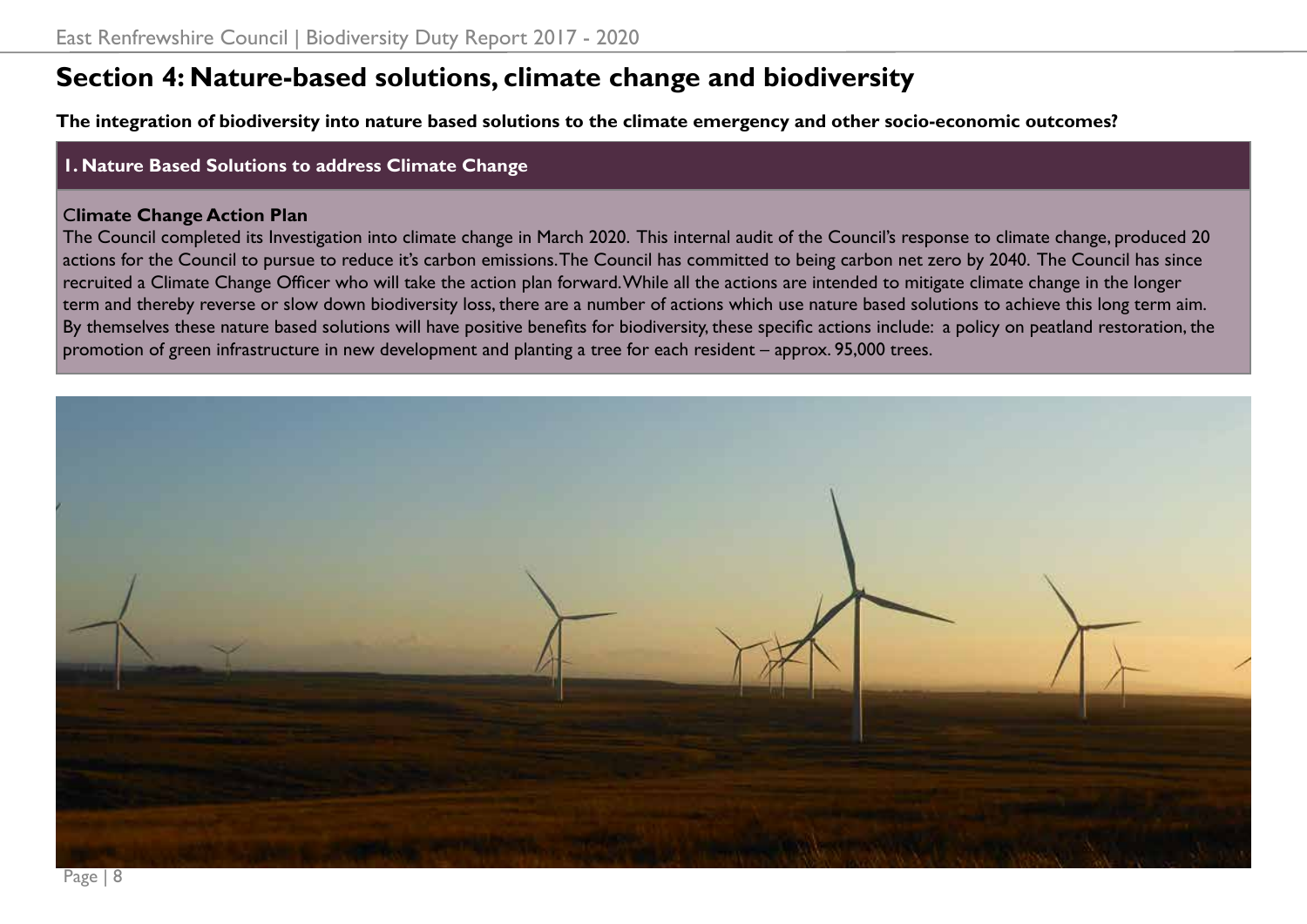## Section 4: Nature-based solutions, climate change and biodiversity

**The integration of biodiversity into nature based solutions to the climate emergency and other socio-economic outcomes?**

### 1. Nature Based Solutions to address Climate Change

**Climate Change Action Plan**

The Council completed its Investigation into climate change in March 2020. This internal audit of the Council's response to climate change, produced 20 actions for the Council to pursue to reduce it's carbon emissions. The Council has committed to being carbon net zero by 2040. The Council has since recruited a Climate Change Officer who will take the action plan forward. While all the actions are intended to mitigate climate change in the longer term and thereby reverse or slow down biodiversity loss, there are a number of actions which use nature based solutions to achieve this long term aim. By themselves these nature based solutions will have positive benefits for biodiversity, these specific actions include: a policy on peatland restoration, the promotion of green infrastructure in new development and planting a tree for each resident – approx. 95,000 trees.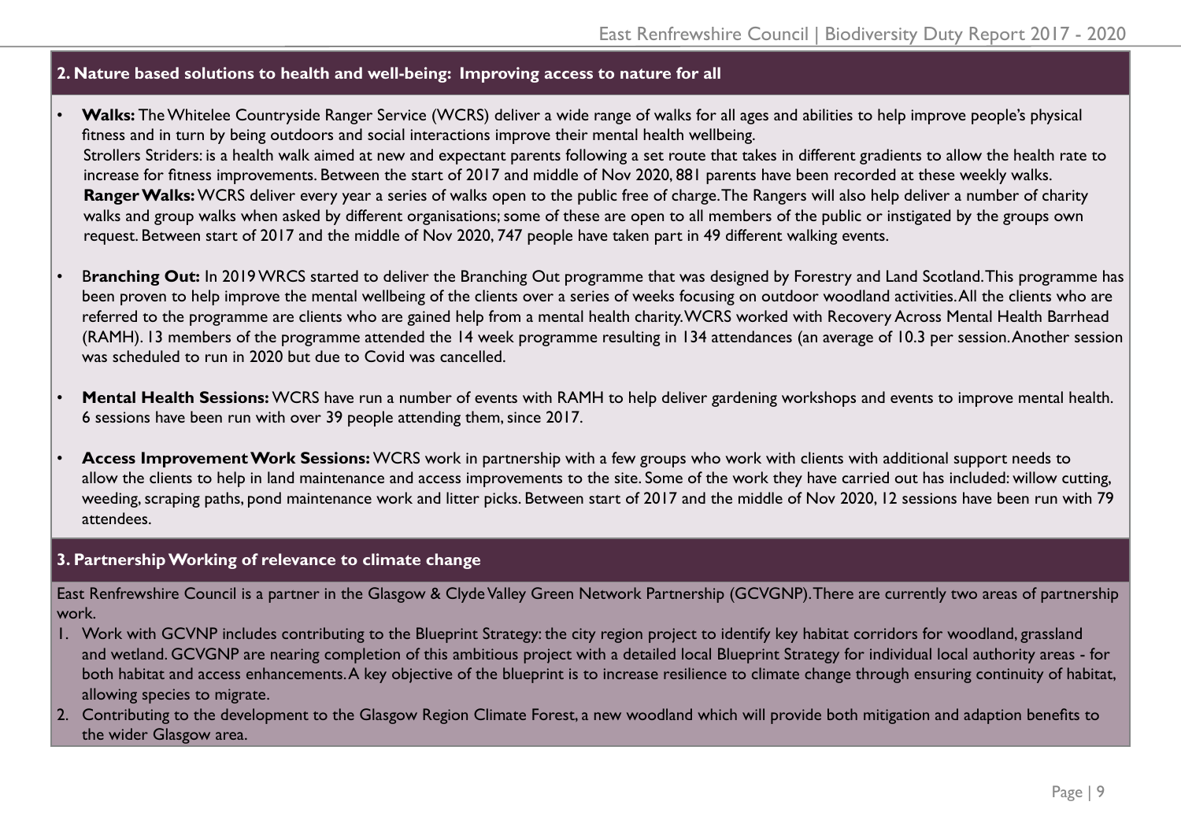## 2. Nature based solutions to health and well-being: Improving access to nature for all

- **Walks:** The Whitelee Countryside Ranger Service (WCRS) deliver a wide range of walks for all ages and abilities to help improve people's physical fitness and in turn by being outdoors and social interactions improve their mental health wellbeing.
  Strollers Striders: is a health walk aimed at new and expectant parents following a set route that takes in different gradients to allow the health rate to increase for fitness improvements. Between the start of 2017 and middle of Nov 2020, 881 parents have been recorded at these weekly walks.
  **Ranger Walks:** WCRS deliver every year a series of walks open to the public free of charge. The Rangers will also help deliver a number of charity walks and group walks when asked by different organisations; some of these are open to all members of the public or instigated by the groups own request. Between start of 2017 and the middle of Nov 2020, 747 people have taken part in 49 different walking events.

- **Branching Out:** In 2019 WRCS started to deliver the Branching Out programme that was designed by Forestry and Land Scotland. This programme has been proven to help improve the mental wellbeing of the clients over a series of weeks focusing on outdoor woodland activities. All the clients who are referred to the programme are clients who are gained help from a mental health charity. WCRS worked with Recovery Across Mental Health Barrhead (RAMH). 13 members of the programme attended the 14 week programme resulting in 134 attendances (an average of 10.3 per session. Another session was scheduled to run in 2020 but due to Covid was cancelled.

- **Mental Health Sessions:** WCRS have run a number of events with RAMH to help deliver gardening workshops and events to improve mental health. 6 sessions have been run with over 39 people attending them, since 2017.

- **Access Improvement Work Sessions:** WCRS work in partnership with a few groups who work with clients with additional support needs to allow the clients to help in land maintenance and access improvements to the site. Some of the work they have carried out has included: willow cutting, weeding, scraping paths, pond maintenance work and litter picks. Between start of 2017 and the middle of Nov 2020, 12 sessions have been run with 79 attendees.

## 3. Partnership Working of relevance to climate change

East Renfrewshire Council is a partner in the Glasgow & Clyde Valley Green Network Partnership (GCVGNP). There are currently two areas of partnership work.

1. Work with GCVNP includes contributing to the Blueprint Strategy: the city region project to identify key habitat corridors for woodland, grassland and wetland. GCVGNP are nearing completion of this ambitious project with a detailed local Blueprint Strategy for individual local authority areas - for both habitat and access enhancements. A key objective of the blueprint is to increase resilience to climate change through ensuring continuity of habitat, allowing species to migrate.
2. Contributing to the development to the Glasgow Region Climate Forest, a new woodland which will provide both mitigation and adaption benefits to the wider Glasgow area.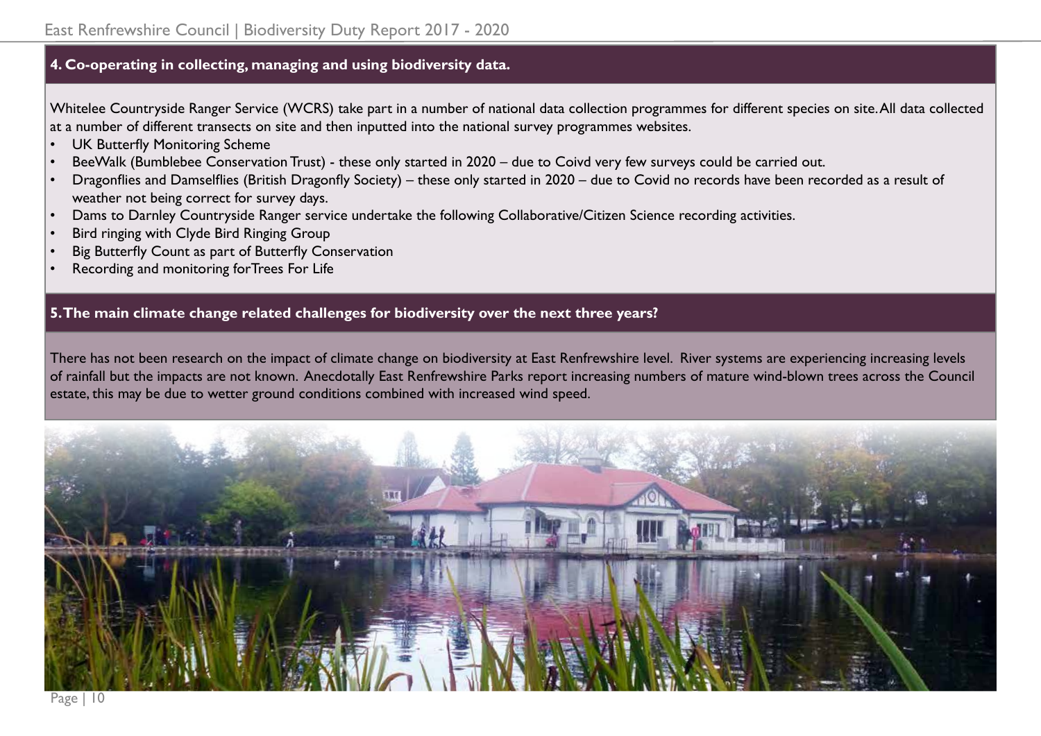## 4. Co-operating in collecting, managing and using biodiversity data.

Whitelee Countryside Ranger Service (WCRS) take part in a number of national data collection programmes for different species on site. All data collected at a number of different transects on site and then inputted into the national survey programmes websites.

- UK Butterfly Monitoring Scheme
- BeeWalk (Bumblebee Conservation Trust) - these only started in 2020 – due to Coivd very few surveys could be carried out.
- Dragonflies and Damselflies (British Dragonfly Society) – these only started in 2020 – due to Covid no records have been recorded as a result of weather not being correct for survey days.
- Dams to Darnley Countryside Ranger service undertake the following Collaborative/Citizen Science recording activities.
- Bird ringing with Clyde Bird Ringing Group
- Big Butterfly Count as part of Butterfly Conservation
- Recording and monitoring forTrees For Life

## 5. The main climate change related challenges for biodiversity over the next three years?

There has not been research on the impact of climate change on biodiversity at East Renfrewshire level. River systems are experiencing increasing levels of rainfall but the impacts are not known. Anecdotally East Renfrewshire Parks report increasing numbers of mature wind-blown trees across the Council estate, this may be due to wetter ground conditions combined with increased wind speed.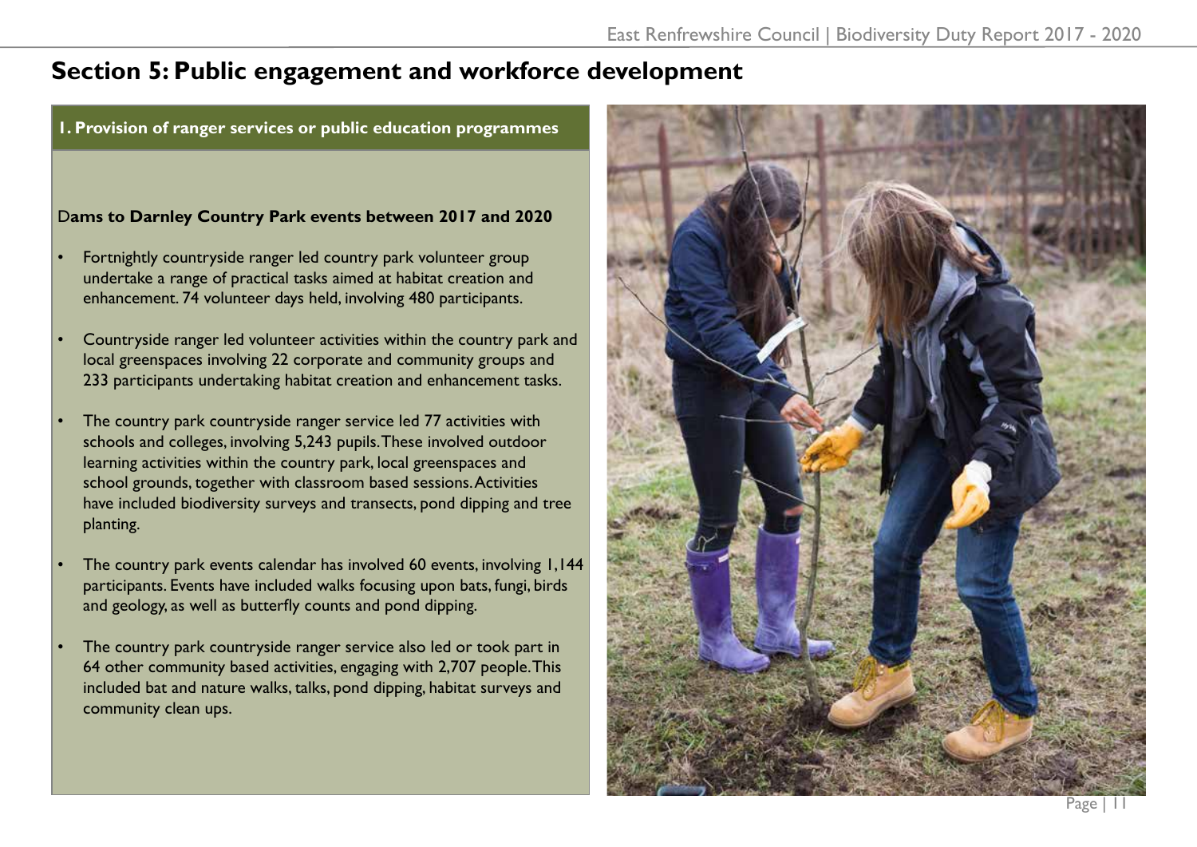# Section 5: Public engagement and workforce development

## 1. Provision of ranger services or public education programmes

**Dams to Darnley Country Park events between 2017 and 2020**

- Fortnightly countryside ranger led country park volunteer group undertake a range of practical tasks aimed at habitat creation and enhancement. 74 volunteer days held, involving 480 participants.
- Countryside ranger led volunteer activities within the country park and local greenspaces involving 22 corporate and community groups and 233 participants undertaking habitat creation and enhancement tasks.
- The country park countryside ranger service led 77 activities with schools and colleges, involving 5,243 pupils. These involved outdoor learning activities within the country park, local greenspaces and school grounds, together with classroom based sessions. Activities have included biodiversity surveys and transects, pond dipping and tree planting.
- The country park events calendar has involved 60 events, involving 1,144 participants. Events have included walks focusing upon bats, fungi, birds and geology, as well as butterfly counts and pond dipping.
- The country park countryside ranger service also led or took part in 64 other community based activities, engaging with 2,707 people. This included bat and nature walks, talks, pond dipping, habitat surveys and community clean ups.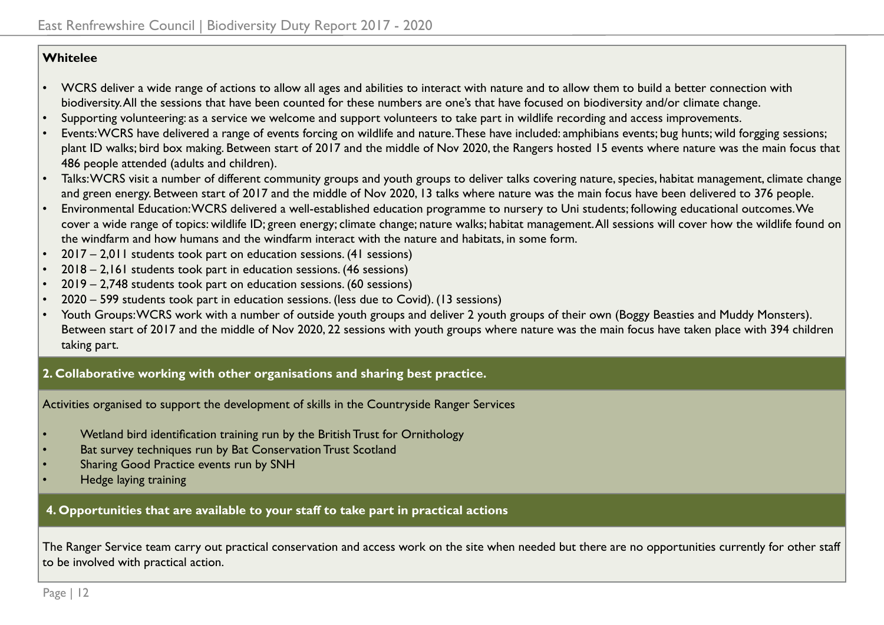**Whitelee**

- WCRS deliver a wide range of actions to allow all ages and abilities to interact with nature and to allow them to build a better connection with biodiversity. All the sessions that have been counted for these numbers are one's that have focused on biodiversity and/or climate change.
- Supporting volunteering: as a service we welcome and support volunteers to take part in wildlife recording and access improvements.
- Events: WCRS have delivered a range of events forcing on wildlife and nature. These have included: amphibians events; bug hunts; wild forgging sessions; plant ID walks; bird box making. Between start of 2017 and the middle of Nov 2020, the Rangers hosted 15 events where nature was the main focus that 486 people attended (adults and children).
- Talks: WCRS visit a number of different community groups and youth groups to deliver talks covering nature, species, habitat management, climate change and green energy. Between start of 2017 and the middle of Nov 2020, 13 talks where nature was the main focus have been delivered to 376 people.
- Environmental Education: WCRS delivered a well-established education programme to nursery to Uni students; following educational outcomes. We cover a wide range of topics: wildlife ID; green energy; climate change; nature walks; habitat management. All sessions will cover how the wildlife found on the windfarm and how humans and the windfarm interact with the nature and habitats, in some form.
- 2017 – 2,011 students took part on education sessions. (41 sessions)
- 2018 – 2,161 students took part in education sessions. (46 sessions)
- 2019 – 2,748 students took part on education sessions. (60 sessions)
- 2020 – 599 students took part in education sessions. (less due to Covid). (13 sessions)
- Youth Groups: WCRS work with a number of outside youth groups and deliver 2 youth groups of their own (Boggy Beasties and Muddy Monsters). Between start of 2017 and the middle of Nov 2020, 22 sessions with youth groups where nature was the main focus have taken place with 394 children taking part.

**2. Collaborative working with other organisations and sharing best practice.**

Activities organised to support the development of skills in the Countryside Ranger Services

- Wetland bird identification training run by the British Trust for Ornithology
- Bat survey techniques run by Bat Conservation Trust Scotland
- Sharing Good Practice events run by SNH
- Hedge laying training

**4. Opportunities that are available to your staff to take part in practical actions**

The Ranger Service team carry out practical conservation and access work on the site when needed but there are no opportunities currently for other staff to be involved with practical action.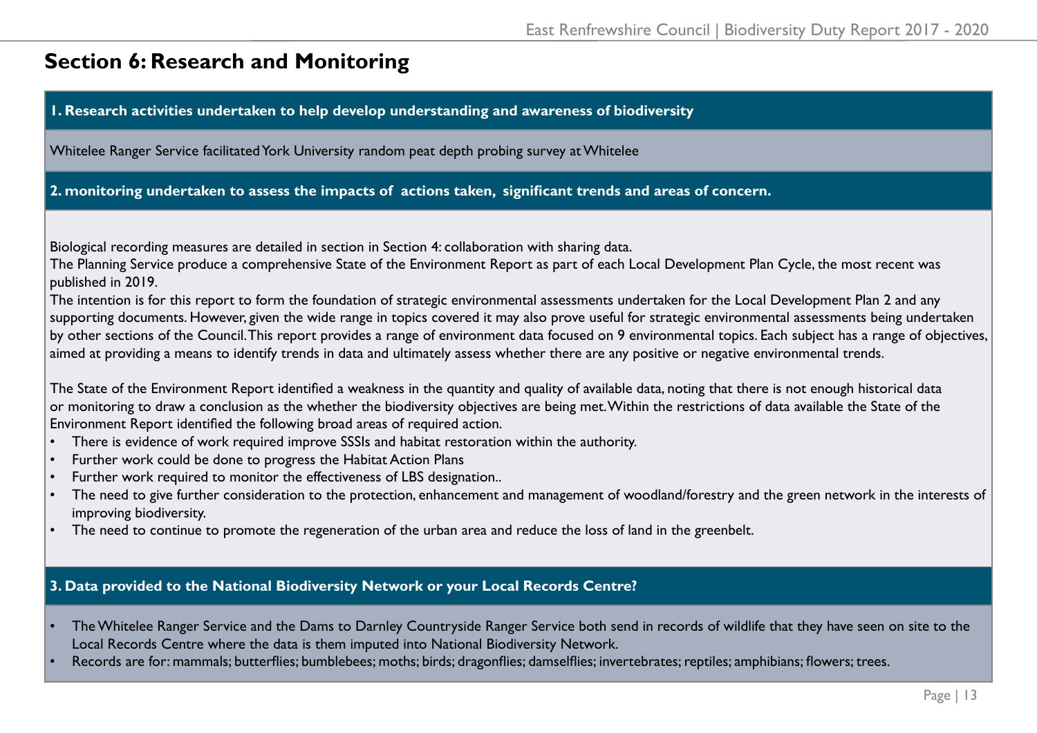## Section 6: Research and Monitoring

### 1. Research activities undertaken to help develop understanding and awareness of biodiversity

Whitelee Ranger Service facilitated York University random peat depth probing survey at Whitelee

### 2. monitoring undertaken to assess the impacts of actions taken, significant trends and areas of concern.

Biological recording measures are detailed in section in Section 4: collaboration with sharing data.

The Planning Service produce a comprehensive State of the Environment Report as part of each Local Development Plan Cycle, the most recent was published in 2019.

The intention is for this report to form the foundation of strategic environmental assessments undertaken for the Local Development Plan 2 and any supporting documents. However, given the wide range in topics covered it may also prove useful for strategic environmental assessments being undertaken by other sections of the Council. This report provides a range of environment data focused on 9 environmental topics. Each subject has a range of objectives, aimed at providing a means to identify trends in data and ultimately assess whether there are any positive or negative environmental trends.

The State of the Environment Report identified a weakness in the quantity and quality of available data, noting that there is not enough historical data or monitoring to draw a conclusion as the whether the biodiversity objectives are being met. Within the restrictions of data available the State of the Environment Report identified the following broad areas of required action.

- There is evidence of work required improve SSSIs and habitat restoration within the authority.
- Further work could be done to progress the Habitat Action Plans
- Further work required to monitor the effectiveness of LBS designation..
- The need to give further consideration to the protection, enhancement and management of woodland/forestry and the green network in the interests of improving biodiversity.
- The need to continue to promote the regeneration of the urban area and reduce the loss of land in the greenbelt.

### 3. Data provided to the National Biodiversity Network or your Local Records Centre?

- The Whitelee Ranger Service and the Dams to Darnley Countryside Ranger Service both send in records of wildlife that they have seen on site to the Local Records Centre where the data is them imputed into National Biodiversity Network.
- Records are for: mammals; butterflies; bumblebees; moths; birds; dragonflies; damselflies; invertebrates; reptiles; amphibians; flowers; trees.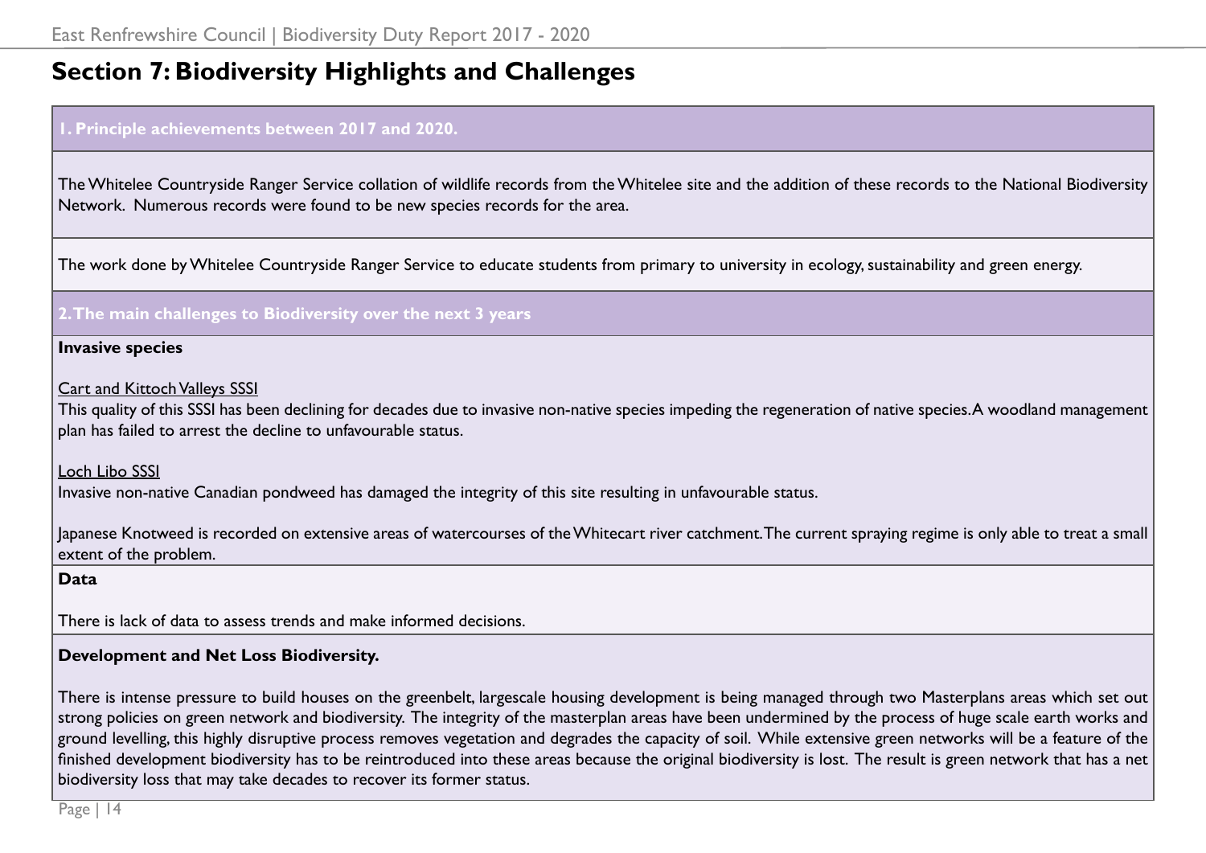## Section 7: Biodiversity Highlights and Challenges

### 1. Principle achievements between 2017 and 2020.

The Whitelee Countryside Ranger Service collation of wildlife records from the Whitelee site and the addition of these records to the National Biodiversity Network. Numerous records were found to be new species records for the area.

The work done by Whitelee Countryside Ranger Service to educate students from primary to university in ecology, sustainability and green energy.

### 2. The main challenges to Biodiversity over the next 3 years

**Invasive species**

Cart and Kittoch Valleys SSSI
This quality of this SSSI has been declining for decades due to invasive non-native species impeding the regeneration of native species. A woodland management plan has failed to arrest the decline to unfavourable status.

Loch Libo SSSI
Invasive non-native Canadian pondweed has damaged the integrity of this site resulting in unfavourable status.

Japanese Knotweed is recorded on extensive areas of watercourses of the Whitecart river catchment. The current spraying regime is only able to treat a small extent of the problem.

**Data**

There is lack of data to assess trends and make informed decisions.

**Development and Net Loss Biodiversity.**

There is intense pressure to build houses on the greenbelt, largescale housing development is being managed through two Masterplans areas which set out strong policies on green network and biodiversity. The integrity of the masterplan areas have been undermined by the process of huge scale earth works and ground levelling, this highly disruptive process removes vegetation and degrades the capacity of soil. While extensive green networks will be a feature of the finished development biodiversity has to be reintroduced into these areas because the original biodiversity is lost. The result is green network that has a net biodiversity loss that may take decades to recover its former status.